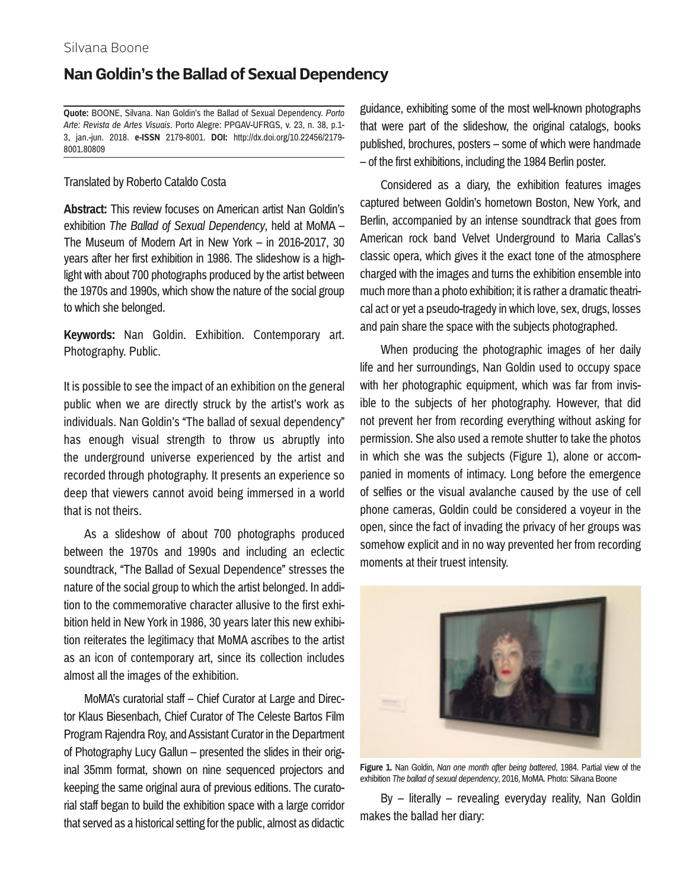Silvana Boone

# Nan Goldin's the Ballad of Sexual Dependency

**Quote:** BOONE, Silvana. Nan Goldin's the Ballad of Sexual Dependency. *Porto Arte: Revista de Artes Visuais*. Porto Alegre: PPGAV-UFRGS, v. 23, n. 38, p.1-3, jan.-jun. 2018. **e-ISSN** 2179-8001. **DOI:** http://dx.doi.org/10.22456/2179-8001.80809

Translated by Roberto Cataldo Costa

**Abstract:** This review focuses on American artist Nan Goldin's exhibition *The Ballad of Sexual Dependency*, held at MoMA – The Museum of Modern Art in New York – in 2016-2017, 30 years after her first exhibition in 1986. The slideshow is a highlight with about 700 photographs produced by the artist between the 1970s and 1990s, which show the nature of the social group to which she belonged.

**Keywords:** Nan Goldin. Exhibition. Contemporary art. Photography. Public.

It is possible to see the impact of an exhibition on the general public when we are directly struck by the artist's work as individuals. Nan Goldin's "The ballad of sexual dependency" has enough visual strength to throw us abruptly into the underground universe experienced by the artist and recorded through photography. It presents an experience so deep that viewers cannot avoid being immersed in a world that is not theirs.

As a slideshow of about 700 photographs produced between the 1970s and 1990s and including an eclectic soundtrack, "The Ballad of Sexual Dependence" stresses the nature of the social group to which the artist belonged. In addition to the commemorative character allusive to the first exhibition held in New York in 1986, 30 years later this new exhibition reiterates the legitimacy that MoMA ascribes to the artist as an icon of contemporary art, since its collection includes almost all the images of the exhibition.

MoMA's curatorial staff – Chief Curator at Large and Director Klaus Biesenbach, Chief Curator of The Celeste Bartos Film Program Rajendra Roy, and Assistant Curator in the Department of Photography Lucy Gallun – presented the slides in their original 35mm format, shown on nine sequenced projectors and keeping the same original aura of previous editions. The curatorial staff began to build the exhibition space with a large corridor that served as a historical setting for the public, almost as didactic guidance, exhibiting some of the most well-known photographs that were part of the slideshow, the original catalogs, books published, brochures, posters – some of which were handmade – of the first exhibitions, including the 1984 Berlin poster.

Considered as a diary, the exhibition features images captured between Goldin's hometown Boston, New York, and Berlin, accompanied by an intense soundtrack that goes from American rock band Velvet Underground to Maria Callas's classic opera, which gives it the exact tone of the atmosphere charged with the images and turns the exhibition ensemble into much more than a photo exhibition; it is rather a dramatic theatrical act or yet a pseudo-tragedy in which love, sex, drugs, losses and pain share the space with the subjects photographed.

When producing the photographic images of her daily life and her surroundings, Nan Goldin used to occupy space with her photographic equipment, which was far from invisible to the subjects of her photography. However, that did not prevent her from recording everything without asking for permission. She also used a remote shutter to take the photos in which she was the subjects (Figure 1), alone or accompanied in moments of intimacy. Long before the emergence of selfies or the visual avalanche caused by the use of cell phone cameras, Goldin could be considered a voyeur in the open, since the fact of invading the privacy of her groups was somehow explicit and in no way prevented her from recording moments at their truest intensity.

**Figure 1.** Nan Goldin, *Nan one month after being battered*, 1984. Partial view of the exhibition *The ballad of sexual dependency*, 2016, MoMA. Photo: Silvana Boone

By – literally – revealing everyday reality, Nan Goldin makes the ballad her diary: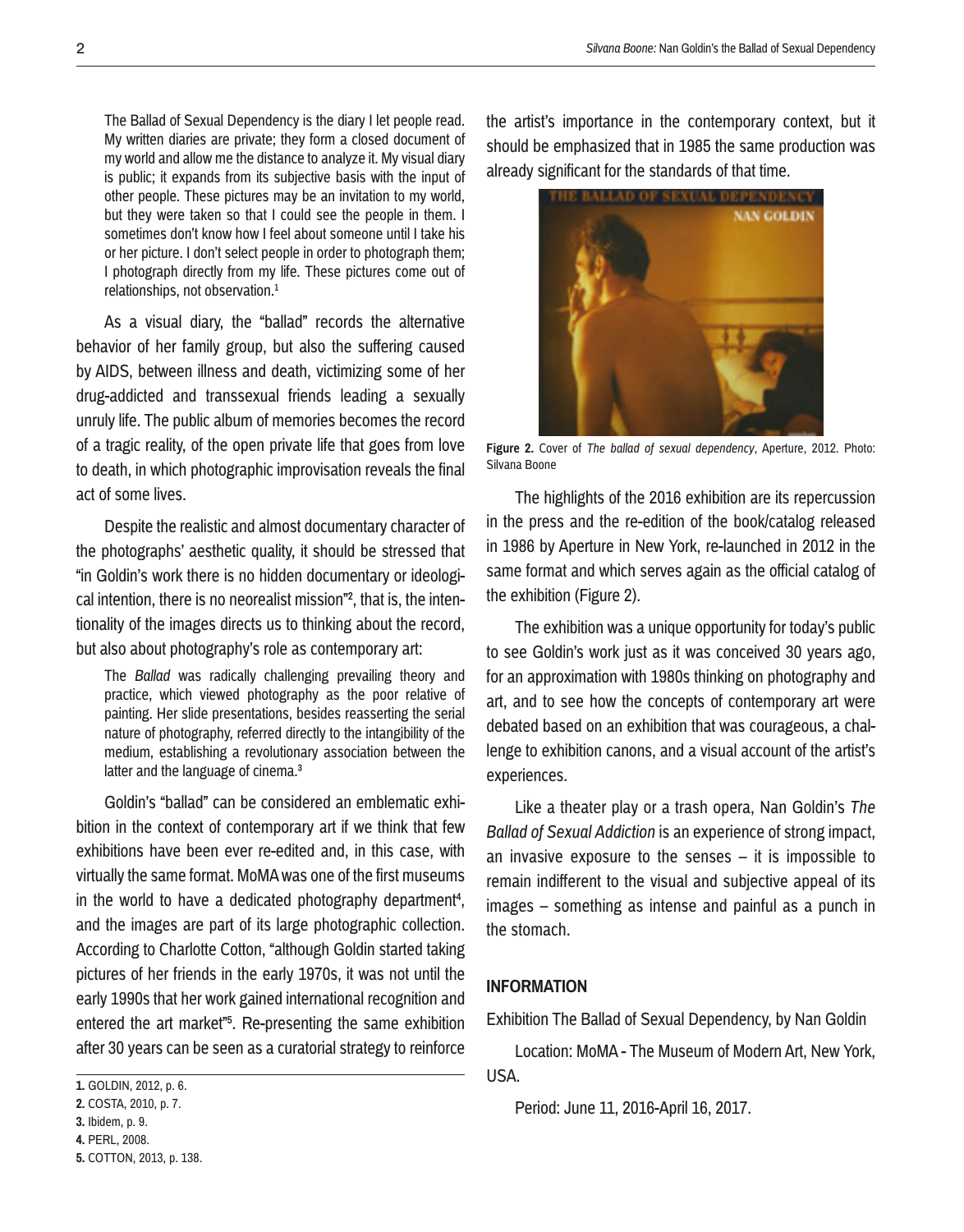> The Ballad of Sexual Dependency is the diary I let people read. My written diaries are private; they form a closed document of my world and allow me the distance to analyze it. My visual diary is public; it expands from its subjective basis with the input of other people. These pictures may be an invitation to my world, but they were taken so that I could see the people in them. I sometimes don't know how I feel about someone until I take his or her picture. I don't select people in order to photograph them; I photograph directly from my life. These pictures come out of relationships, not observation.[1]

As a visual diary, the "ballad" records the alternative behavior of her family group, but also the suffering caused by AIDS, between illness and death, victimizing some of her drug-addicted and transsexual friends leading a sexually unruly life. The public album of memories becomes the record of a tragic reality, of the open private life that goes from love to death, in which photographic improvisation reveals the final act of some lives.

Despite the realistic and almost documentary character of the photographs' aesthetic quality, it should be stressed that "in Goldin's work there is no hidden documentary or ideological intention, there is no neorealist mission"[2], that is, the intentionality of the images directs us to thinking about the record, but also about photography's role as contemporary art:

> The *Ballad* was radically challenging prevailing theory and practice, which viewed photography as the poor relative of painting. Her slide presentations, besides reasserting the serial nature of photography, referred directly to the intangibility of the medium, establishing a revolutionary association between the latter and the language of cinema.[3]

Goldin's "ballad" can be considered an emblematic exhibition in the context of contemporary art if we think that few exhibitions have been ever re-edited and, in this case, with virtually the same format. MoMA was one of the first museums in the world to have a dedicated photography department[4], and the images are part of its large photographic collection. According to Charlotte Cotton, "although Goldin started taking pictures of her friends in the early 1970s, it was not until the early 1990s that her work gained international recognition and entered the art market"[5]. Re-presenting the same exhibition after 30 years can be seen as a curatorial strategy to reinforce the artist's importance in the contemporary context, but it should be emphasized that in 1985 the same production was already significant for the standards of that time.

**Figure 2.** Cover of *The ballad of sexual dependency*, Aperture, 2012. Photo: Silvana Boone

The highlights of the 2016 exhibition are its repercussion in the press and the re-edition of the book/catalog released in 1986 by Aperture in New York, re-launched in 2012 in the same format and which serves again as the official catalog of the exhibition (Figure 2).

The exhibition was a unique opportunity for today's public to see Goldin's work just as it was conceived 30 years ago, for an approximation with 1980s thinking on photography and art, and to see how the concepts of contemporary art were debated based on an exhibition that was courageous, a challenge to exhibition canons, and a visual account of the artist's experiences.

Like a theater play or a trash opera, Nan Goldin's *The Ballad of Sexual Addiction* is an experience of strong impact, an invasive exposure to the senses – it is impossible to remain indifferent to the visual and subjective appeal of its images – something as intense and painful as a punch in the stomach.

## INFORMATION

Exhibition The Ballad of Sexual Dependency, by Nan Goldin

Location: MoMA - The Museum of Modern Art, New York, USA.

Period: June 11, 2016-April 16, 2017.

---

**1.** GOLDIN, 2012, p. 6.
**2.** COSTA, 2010, p. 7.
**3.** Ibidem, p. 9.
**4.** PERL, 2008.
**5.** COTTON, 2013, p. 138.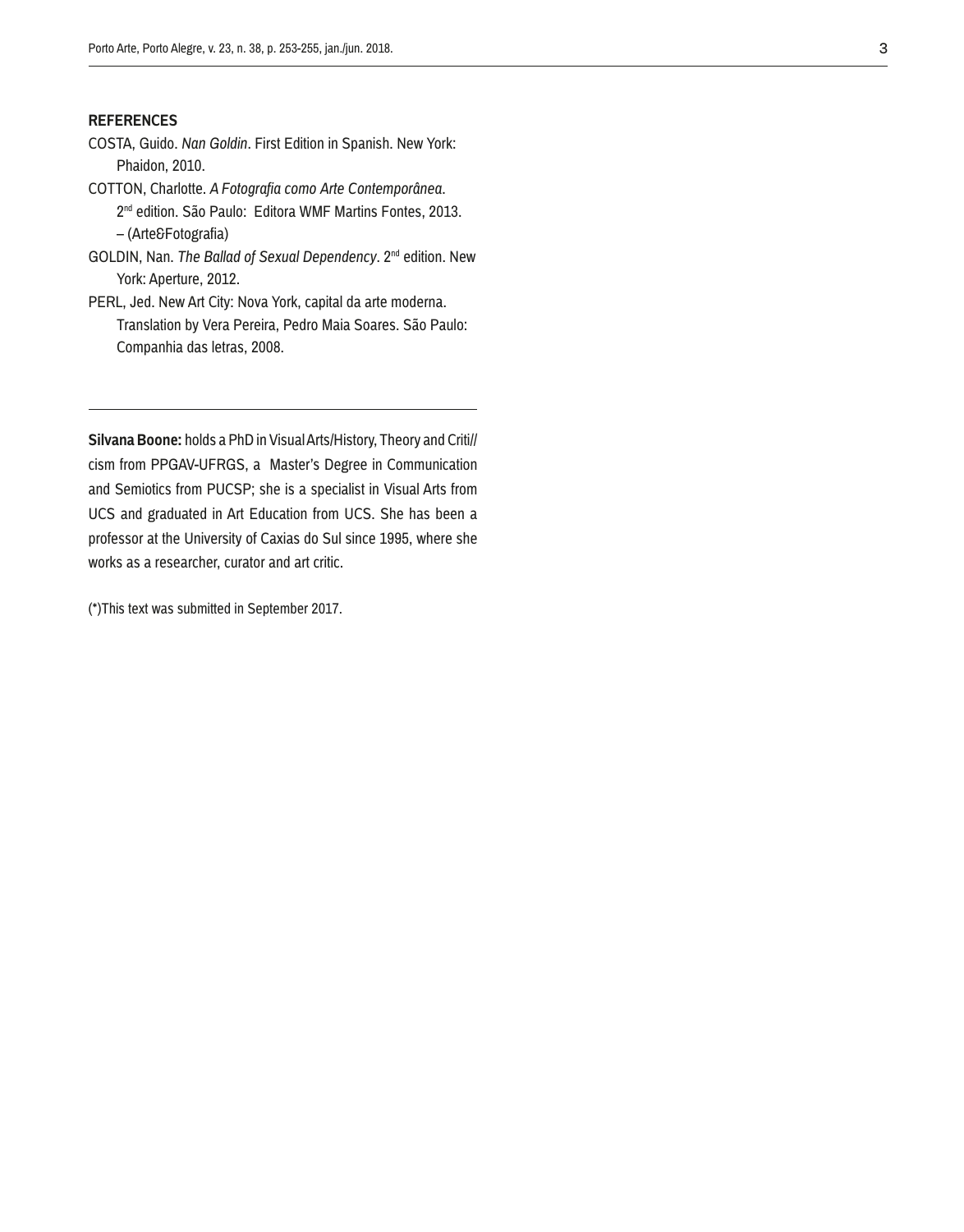## REFERENCES

COSTA, Guido. *Nan Goldin*. First Edition in Spanish. New York: Phaidon, 2010.

COTTON, Charlotte. *A Fotografia como Arte Contemporânea*. 2nd edition. São Paulo: Editora WMF Martins Fontes, 2013. – (Arte&Fotografia)

GOLDIN, Nan. *The Ballad of Sexual Dependency*. 2nd edition. New York: Aperture, 2012.

PERL, Jed. New Art City: Nova York, capital da arte moderna. Translation by Vera Pereira, Pedro Maia Soares. São Paulo: Companhia das letras, 2008.

---

**Silvana Boone:** holds a PhD in Visual Arts/History, Theory and Criti// cism from PPGAV-UFRGS, a Master's Degree in Communication and Semiotics from PUCSP; she is a specialist in Visual Arts from UCS and graduated in Art Education from UCS. She has been a professor at the University of Caxias do Sul since 1995, where she works as a researcher, curator and art critic.

(*)This text was submitted in September 2017.